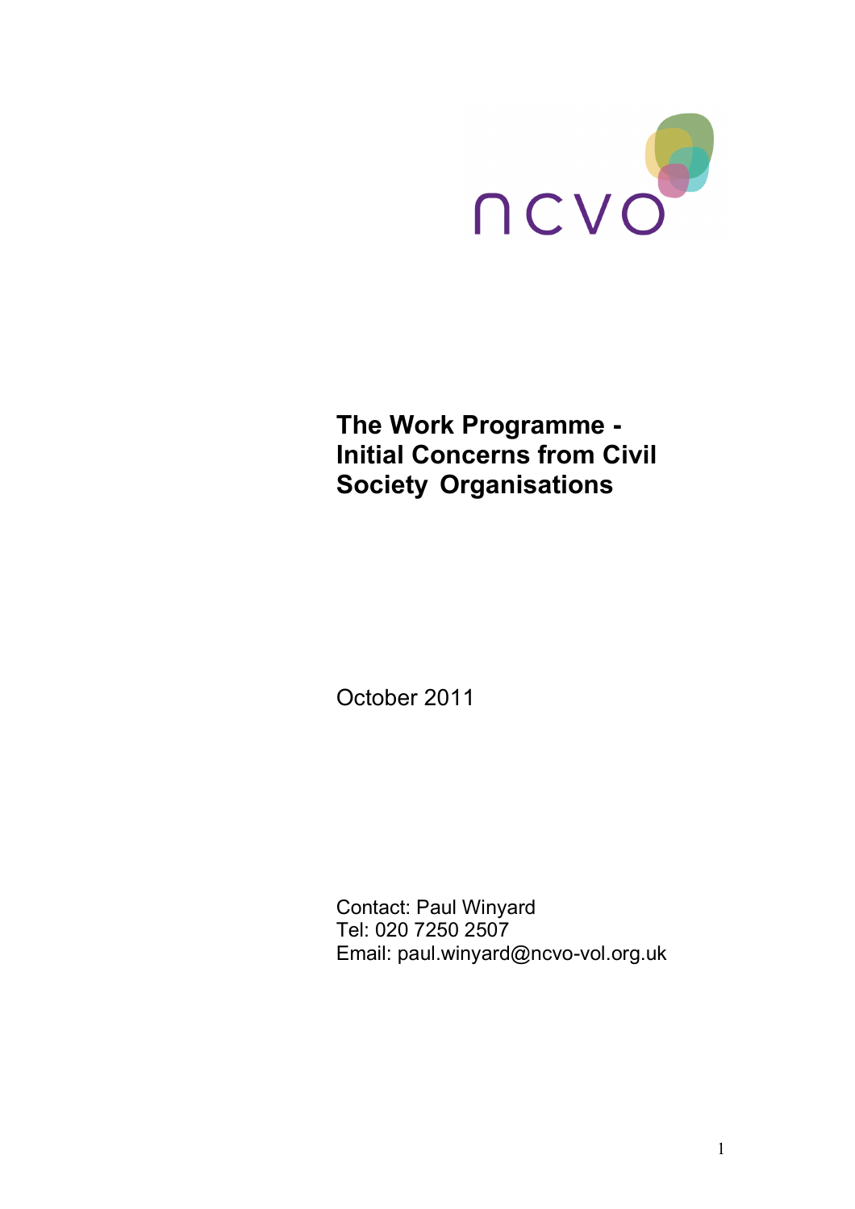ncvo

# The Work Programme - Initial Concerns from Civil Society Organisations

October 2011

Contact: Paul Winyard
Tel: 020 7250 2507
Email: paul.winyard@ncvo-vol.org.uk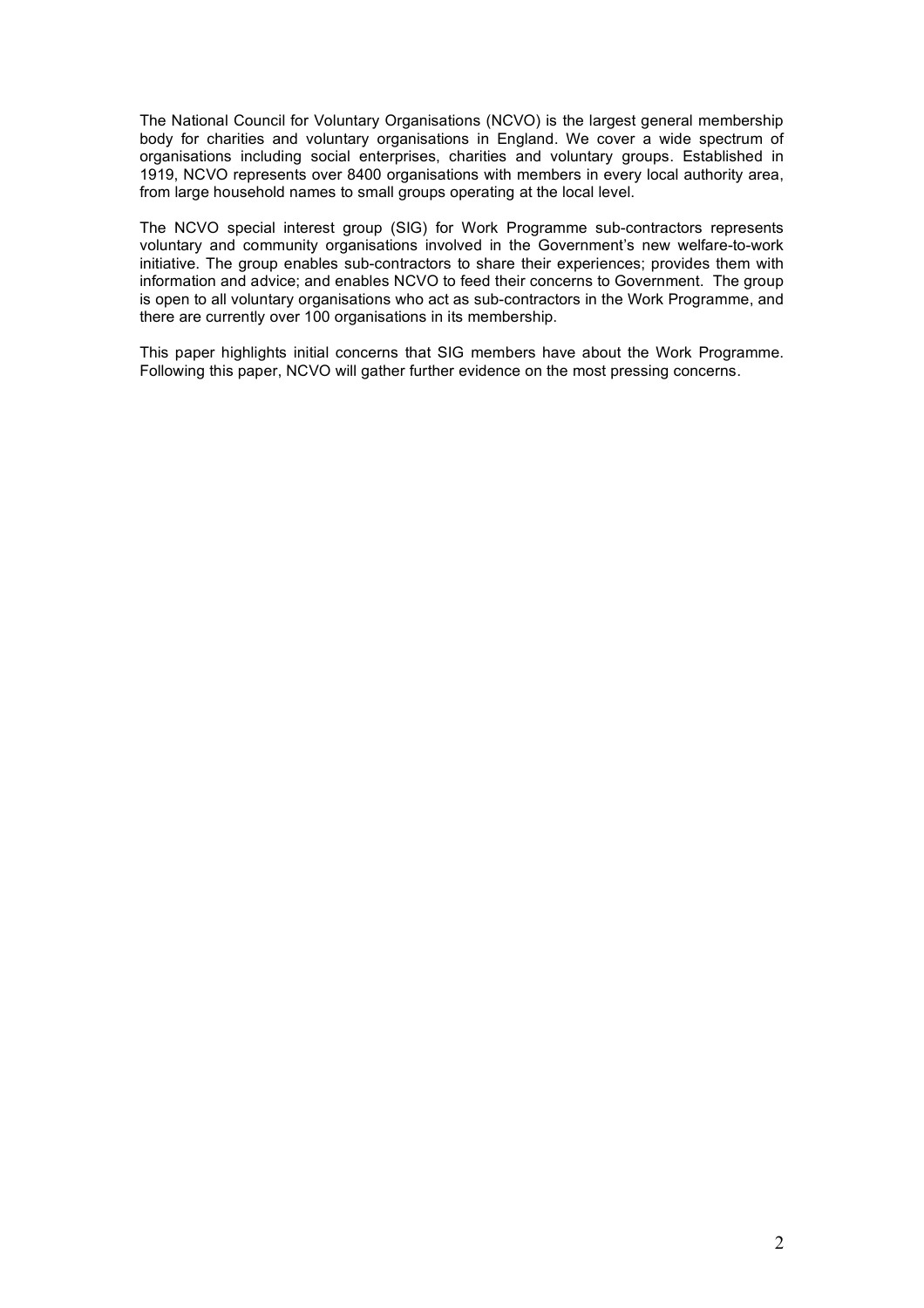The National Council for Voluntary Organisations (NCVO) is the largest general membership body for charities and voluntary organisations in England. We cover a wide spectrum of organisations including social enterprises, charities and voluntary groups. Established in 1919, NCVO represents over 8400 organisations with members in every local authority area, from large household names to small groups operating at the local level.

The NCVO special interest group (SIG) for Work Programme sub-contractors represents voluntary and community organisations involved in the Government's new welfare-to-work initiative. The group enables sub-contractors to share their experiences; provides them with information and advice; and enables NCVO to feed their concerns to Government. The group is open to all voluntary organisations who act as sub-contractors in the Work Programme, and there are currently over 100 organisations in its membership.

This paper highlights initial concerns that SIG members have about the Work Programme. Following this paper, NCVO will gather further evidence on the most pressing concerns.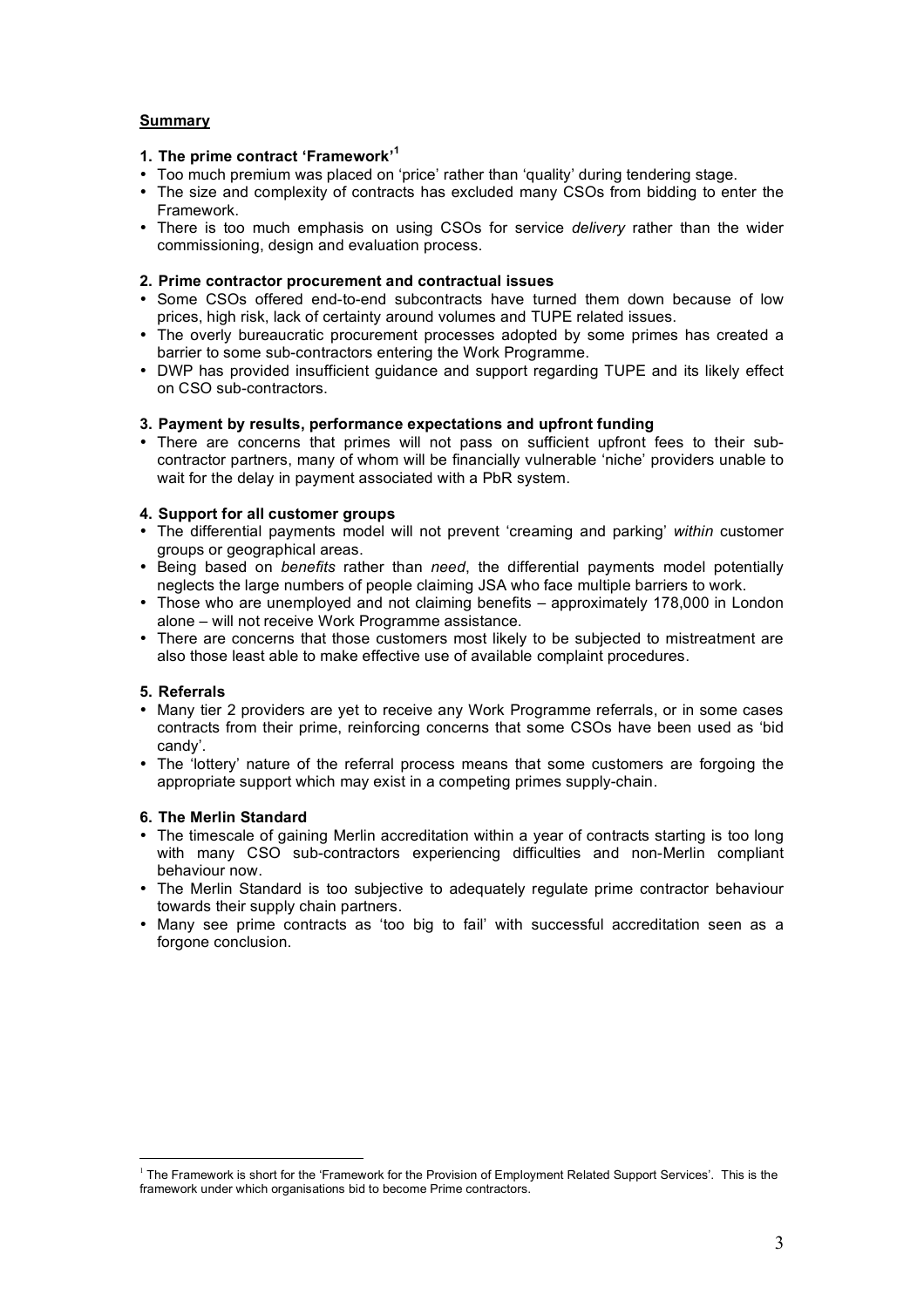## Summary

### 1. The prime contract 'Framework'[1]

- Too much premium was placed on 'price' rather than 'quality' during tendering stage.
- The size and complexity of contracts has excluded many CSOs from bidding to enter the Framework.
- There is too much emphasis on using CSOs for service *delivery* rather than the wider commissioning, design and evaluation process.

### 2. Prime contractor procurement and contractual issues

- Some CSOs offered end-to-end subcontracts have turned them down because of low prices, high risk, lack of certainty around volumes and TUPE related issues.
- The overly bureaucratic procurement processes adopted by some primes has created a barrier to some sub-contractors entering the Work Programme.
- DWP has provided insufficient guidance and support regarding TUPE and its likely effect on CSO sub-contractors.

### 3. Payment by results, performance expectations and upfront funding

- There are concerns that primes will not pass on sufficient upfront fees to their sub-contractor partners, many of whom will be financially vulnerable 'niche' providers unable to wait for the delay in payment associated with a PbR system.

### 4. Support for all customer groups

- The differential payments model will not prevent 'creaming and parking' *within* customer groups or geographical areas.
- Being based on *benefits* rather than *need*, the differential payments model potentially neglects the large numbers of people claiming JSA who face multiple barriers to work.
- Those who are unemployed and not claiming benefits – approximately 178,000 in London alone – will not receive Work Programme assistance.
- There are concerns that those customers most likely to be subjected to mistreatment are also those least able to make effective use of available complaint procedures.

### 5. Referrals

- Many tier 2 providers are yet to receive any Work Programme referrals, or in some cases contracts from their prime, reinforcing concerns that some CSOs have been used as 'bid candy'.
- The 'lottery' nature of the referral process means that some customers are forgoing the appropriate support which may exist in a competing primes supply-chain.

### 6. The Merlin Standard

- The timescale of gaining Merlin accreditation within a year of contracts starting is too long with many CSO sub-contractors experiencing difficulties and non-Merlin compliant behaviour now.
- The Merlin Standard is too subjective to adequately regulate prime contractor behaviour towards their supply chain partners.
- Many see prime contracts as 'too big to fail' with successful accreditation seen as a forgone conclusion.

---

[1] The Framework is short for the 'Framework for the Provision of Employment Related Support Services'. This is the framework under which organisations bid to become Prime contractors.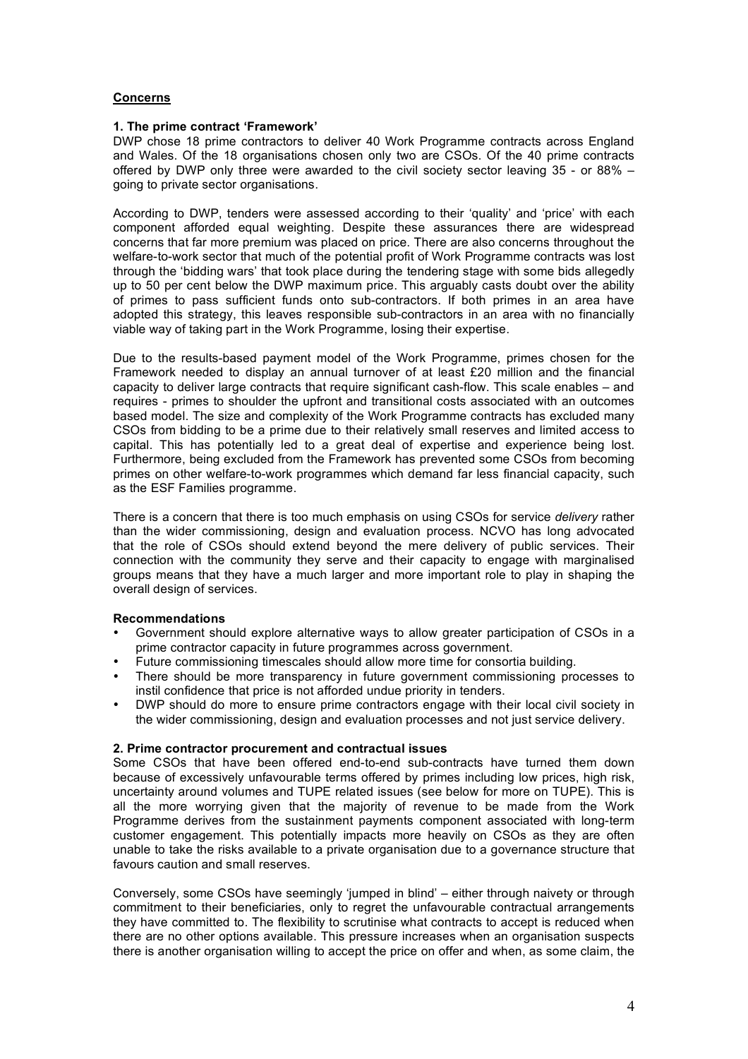## Concerns

### 1. The prime contract 'Framework'

DWP chose 18 prime contractors to deliver 40 Work Programme contracts across England and Wales. Of the 18 organisations chosen only two are CSOs. Of the 40 prime contracts offered by DWP only three were awarded to the civil society sector leaving 35 - or 88% – going to private sector organisations.

According to DWP, tenders were assessed according to their 'quality' and 'price' with each component afforded equal weighting. Despite these assurances there are widespread concerns that far more premium was placed on price. There are also concerns throughout the welfare-to-work sector that much of the potential profit of Work Programme contracts was lost through the 'bidding wars' that took place during the tendering stage with some bids allegedly up to 50 per cent below the DWP maximum price. This arguably casts doubt over the ability of primes to pass sufficient funds onto sub-contractors. If both primes in an area have adopted this strategy, this leaves responsible sub-contractors in an area with no financially viable way of taking part in the Work Programme, losing their expertise.

Due to the results-based payment model of the Work Programme, primes chosen for the Framework needed to display an annual turnover of at least £20 million and the financial capacity to deliver large contracts that require significant cash-flow. This scale enables – and requires - primes to shoulder the upfront and transitional costs associated with an outcomes based model. The size and complexity of the Work Programme contracts has excluded many CSOs from bidding to be a prime due to their relatively small reserves and limited access to capital. This has potentially led to a great deal of expertise and experience being lost. Furthermore, being excluded from the Framework has prevented some CSOs from becoming primes on other welfare-to-work programmes which demand far less financial capacity, such as the ESF Families programme.

There is a concern that there is too much emphasis on using CSOs for service *delivery* rather than the wider commissioning, design and evaluation process. NCVO has long advocated that the role of CSOs should extend beyond the mere delivery of public services. Their connection with the community they serve and their capacity to engage with marginalised groups means that they have a much larger and more important role to play in shaping the overall design of services.

**Recommendations**

- Government should explore alternative ways to allow greater participation of CSOs in a prime contractor capacity in future programmes across government.
- Future commissioning timescales should allow more time for consortia building.
- There should be more transparency in future government commissioning processes to instil confidence that price is not afforded undue priority in tenders.
- DWP should do more to ensure prime contractors engage with their local civil society in the wider commissioning, design and evaluation processes and not just service delivery.

### 2. Prime contractor procurement and contractual issues

Some CSOs that have been offered end-to-end sub-contracts have turned them down because of excessively unfavourable terms offered by primes including low prices, high risk, uncertainty around volumes and TUPE related issues (see below for more on TUPE). This is all the more worrying given that the majority of revenue to be made from the Work Programme derives from the sustainment payments component associated with long-term customer engagement. This potentially impacts more heavily on CSOs as they are often unable to take the risks available to a private organisation due to a governance structure that favours caution and small reserves.

Conversely, some CSOs have seemingly 'jumped in blind' – either through naivety or through commitment to their beneficiaries, only to regret the unfavourable contractual arrangements they have committed to. The flexibility to scrutinise what contracts to accept is reduced when there are no other options available. This pressure increases when an organisation suspects there is another organisation willing to accept the price on offer and when, as some claim, the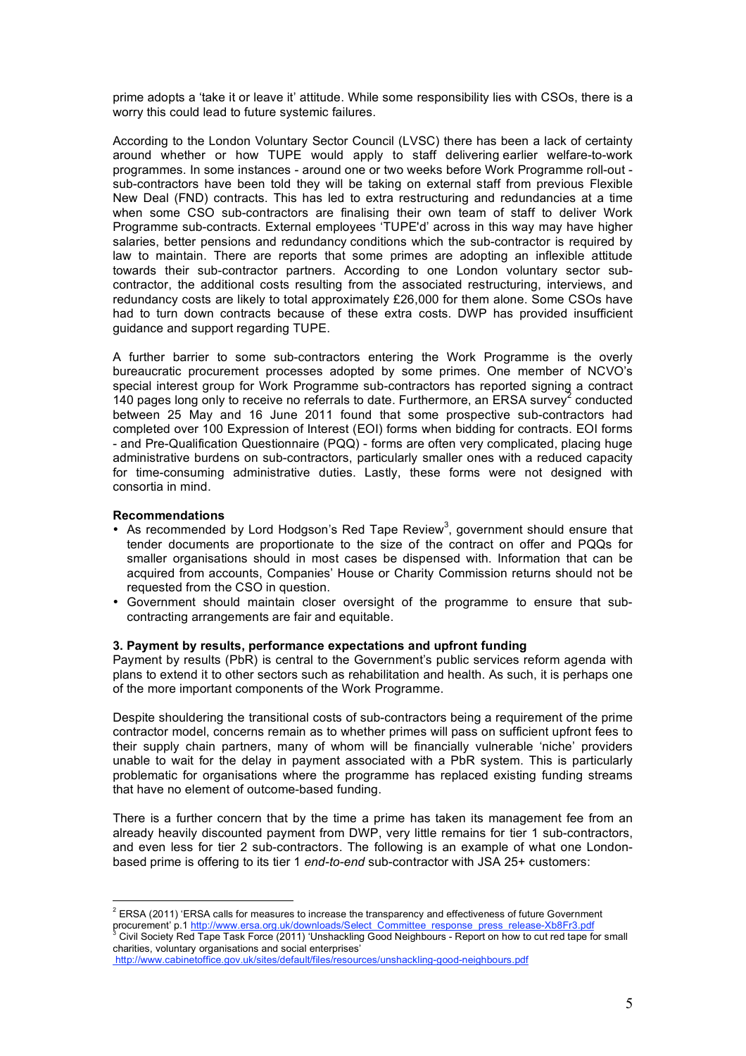prime adopts a 'take it or leave it' attitude. While some responsibility lies with CSOs, there is a worry this could lead to future systemic failures.

According to the London Voluntary Sector Council (LVSC) there has been a lack of certainty around whether or how TUPE would apply to staff delivering earlier welfare-to-work programmes. In some instances - around one or two weeks before Work Programme roll-out - sub-contractors have been told they will be taking on external staff from previous Flexible New Deal (FND) contracts. This has led to extra restructuring and redundancies at a time when some CSO sub-contractors are finalising their own team of staff to deliver Work Programme sub-contracts. External employees 'TUPE'd' across in this way may have higher salaries, better pensions and redundancy conditions which the sub-contractor is required by law to maintain. There are reports that some primes are adopting an inflexible attitude towards their sub-contractor partners. According to one London voluntary sector sub-contractor, the additional costs resulting from the associated restructuring, interviews, and redundancy costs are likely to total approximately £26,000 for them alone. Some CSOs have had to turn down contracts because of these extra costs. DWP has provided insufficient guidance and support regarding TUPE.

A further barrier to some sub-contractors entering the Work Programme is the overly bureaucratic procurement processes adopted by some primes. One member of NCVO's special interest group for Work Programme sub-contractors has reported signing a contract 140 pages long only to receive no referrals to date. Furthermore, an ERSA survey[2] conducted between 25 May and 16 June 2011 found that some prospective sub-contractors had completed over 100 Expression of Interest (EOI) forms when bidding for contracts. EOI forms - and Pre-Qualification Questionnaire (PQQ) - forms are often very complicated, placing huge administrative burdens on sub-contractors, particularly smaller ones with a reduced capacity for time-consuming administrative duties. Lastly, these forms were not designed with consortia in mind.

**Recommendations**

- As recommended by Lord Hodgson's Red Tape Review[3], government should ensure that tender documents are proportionate to the size of the contract on offer and PQQs for smaller organisations should in most cases be dispensed with. Information that can be acquired from accounts, Companies' House or Charity Commission returns should not be requested from the CSO in question.
- Government should maintain closer oversight of the programme to ensure that sub-contracting arrangements are fair and equitable.

### 3. Payment by results, performance expectations and upfront funding

Payment by results (PbR) is central to the Government's public services reform agenda with plans to extend it to other sectors such as rehabilitation and health. As such, it is perhaps one of the more important components of the Work Programme.

Despite shouldering the transitional costs of sub-contractors being a requirement of the prime contractor model, concerns remain as to whether primes will pass on sufficient upfront fees to their supply chain partners, many of whom will be financially vulnerable 'niche' providers unable to wait for the delay in payment associated with a PbR system. This is particularly problematic for organisations where the programme has replaced existing funding streams that have no element of outcome-based funding.

There is a further concern that by the time a prime has taken its management fee from an already heavily discounted payment from DWP, very little remains for tier 1 sub-contractors, and even less for tier 2 sub-contractors. The following is an example of what one London-based prime is offering to its tier 1 *end-to-end* sub-contractor with JSA 25+ customers:

---

[2] ERSA (2011) 'ERSA calls for measures to increase the transparency and effectiveness of future Government procurement' p.1 http://www.ersa.org.uk/downloads/Select_Committee_response_press_release-Xb8Fr3.pdf

[3] Civil Society Red Tape Task Force (2011) 'Unshackling Good Neighbours - Report on how to cut red tape for small charities, voluntary organisations and social enterprises' http://www.cabinetoffice.gov.uk/sites/default/files/resources/unshackling-good-neighbours.pdf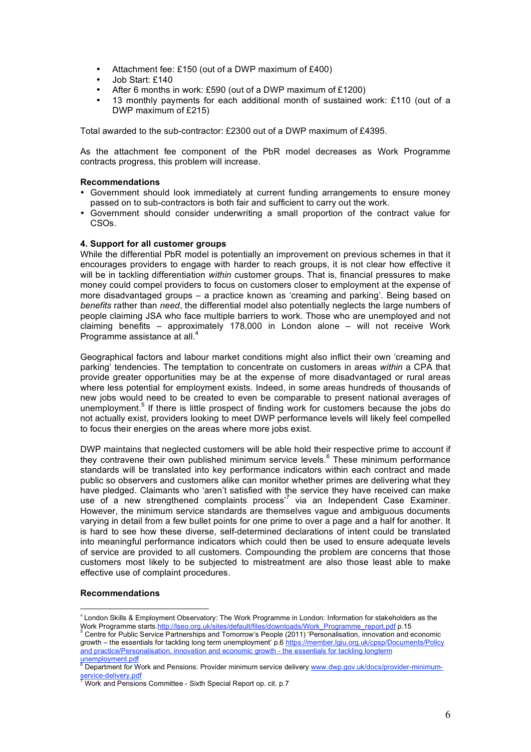- Attachment fee: £150 (out of a DWP maximum of £400)
- Job Start: £140
- After 6 months in work: £590 (out of a DWP maximum of £1200)
- 13 monthly payments for each additional month of sustained work: £110 (out of a DWP maximum of £215)

Total awarded to the sub-contractor: £2300 out of a DWP maximum of £4395.

As the attachment fee component of the PbR model decreases as Work Programme contracts progress, this problem will increase.

**Recommendations**

- Government should look immediately at current funding arrangements to ensure money passed on to sub-contractors is both fair and sufficient to carry out the work.
- Government should consider underwriting a small proportion of the contract value for CSOs.

**4. Support for all customer groups**

While the differential PbR model is potentially an improvement on previous schemes in that it encourages providers to engage with harder to reach groups, it is not clear how effective it will be in tackling differentiation *within* customer groups. That is, financial pressures to make money could compel providers to focus on customers closer to employment at the expense of more disadvantaged groups – a practice known as 'creaming and parking'. Being based on *benefits* rather than *need*, the differential model also potentially neglects the large numbers of people claiming JSA who face multiple barriers to work. Those who are unemployed and not claiming benefits – approximately 178,000 in London alone – will not receive Work Programme assistance at all.[4]

Geographical factors and labour market conditions might also inflict their own 'creaming and parking' tendencies. The temptation to concentrate on customers in areas *within* a CPA that provide greater opportunities may be at the expense of more disadvantaged or rural areas where less potential for employment exists. Indeed, in some areas hundreds of thousands of new jobs would need to be created to even be comparable to present national averages of unemployment.[5] If there is little prospect of finding work for customers because the jobs do not actually exist, providers looking to meet DWP performance levels will likely feel compelled to focus their energies on the areas where more jobs exist.

DWP maintains that neglected customers will be able hold their respective prime to account if they contravene their own published minimum service levels.[6] These minimum performance standards will be translated into key performance indicators within each contract and made public so observers and customers alike can monitor whether primes are delivering what they have pledged. Claimants who 'aren't satisfied with the service they have received can make use of a new strengthened complaints process'[7] via an Independent Case Examiner. However, the minimum service standards are themselves vague and ambiguous documents varying in detail from a few bullet points for one prime to over a page and a half for another. It is hard to see how these diverse, self-determined declarations of intent could be translated into meaningful performance indicators which could then be used to ensure adequate levels of service are provided to all customers. Compounding the problem are concerns that those customers most likely to be subjected to mistreatment are also those least able to make effective use of complaint procedures.

**Recommendations**

---

[4] London Skills & Employment Observatory: The Work Programme in London: Information for stakeholders as the Work Programme starts. http://lseo.org.uk/sites/default/files/downloads/Work_Programme_report.pdf p.15

[5] Centre for Public Service Partnerships and Tomorrow's People (2011) 'Personalisation, innovation and economic growth – the essentials for tackling long term unemployment' p.6 https://member.lgiu.org.uk/cpsp/Documents/Policy and practice/Personalisation, innovation and economic growth - the essentials for tackling longterm unemployment.pdf

[6] Department for Work and Pensions: Provider minimum service delivery www.dwp.gov.uk/docs/provider-minimum-service-delivery.pdf

[7] Work and Pensions Committee - Sixth Special Report op. cit. p.7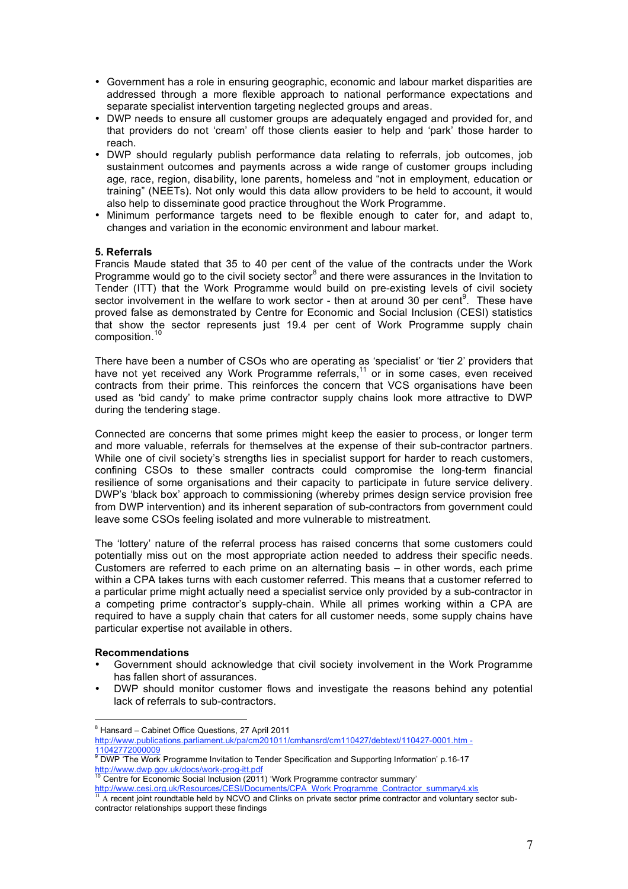- Government has a role in ensuring geographic, economic and labour market disparities are addressed through a more flexible approach to national performance expectations and separate specialist intervention targeting neglected groups and areas.
- DWP needs to ensure all customer groups are adequately engaged and provided for, and that providers do not 'cream' off those clients easier to help and 'park' those harder to reach.
- DWP should regularly publish performance data relating to referrals, job outcomes, job sustainment outcomes and payments across a wide range of customer groups including age, race, region, disability, lone parents, homeless and "not in employment, education or training" (NEETs). Not only would this data allow providers to be held to account, it would also help to disseminate good practice throughout the Work Programme.
- Minimum performance targets need to be flexible enough to cater for, and adapt to, changes and variation in the economic environment and labour market.

**5. Referrals**

Francis Maude stated that 35 to 40 per cent of the value of the contracts under the Work Programme would go to the civil society sector[8] and there were assurances in the Invitation to Tender (ITT) that the Work Programme would build on pre-existing levels of civil society sector involvement in the welfare to work sector - then at around 30 per cent[9]. These have proved false as demonstrated by Centre for Economic and Social Inclusion (CESI) statistics that show the sector represents just 19.4 per cent of Work Programme supply chain composition.[10]

There have been a number of CSOs who are operating as 'specialist' or 'tier 2' providers that have not yet received any Work Programme referrals,[11] or in some cases, even received contracts from their prime. This reinforces the concern that VCS organisations have been used as 'bid candy' to make prime contractor supply chains look more attractive to DWP during the tendering stage.

Connected are concerns that some primes might keep the easier to process, or longer term and more valuable, referrals for themselves at the expense of their sub-contractor partners. While one of civil society's strengths lies in specialist support for harder to reach customers, confining CSOs to these smaller contracts could compromise the long-term financial resilience of some organisations and their capacity to participate in future service delivery. DWP's 'black box' approach to commissioning (whereby primes design service provision free from DWP intervention) and its inherent separation of sub-contractors from government could leave some CSOs feeling isolated and more vulnerable to mistreatment.

The 'lottery' nature of the referral process has raised concerns that some customers could potentially miss out on the most appropriate action needed to address their specific needs. Customers are referred to each prime on an alternating basis – in other words, each prime within a CPA takes turns with each customer referred. This means that a customer referred to a particular prime might actually need a specialist service only provided by a sub-contractor in a competing prime contractor's supply-chain. While all primes working within a CPA are required to have a supply chain that caters for all customer needs, some supply chains have particular expertise not available in others.

**Recommendations**

- Government should acknowledge that civil society involvement in the Work Programme has fallen short of assurances.
- DWP should monitor customer flows and investigate the reasons behind any potential lack of referrals to sub-contractors.

---

[8] Hansard – Cabinet Office Questions, 27 April 2011 http://www.publications.parliament.uk/pa/cm201011/cmhansrd/cm110427/debtext/110427-0001.htm - 11042772000009

[9] DWP 'The Work Programme Invitation to Tender Specification and Supporting Information' p.16-17 http://www.dwp.gov.uk/docs/work-prog-itt.pdf

[10] Centre for Economic Social Inclusion (2011) 'Work Programme contractor summary' http://www.cesi.org.uk/Resources/CESI/Documents/CPA_Work Programme_Contractor_summary4.xls

[11] A recent joint roundtable held by NCVO and Clinks on private sector prime contractor and voluntary sector sub-contractor relationships support these findings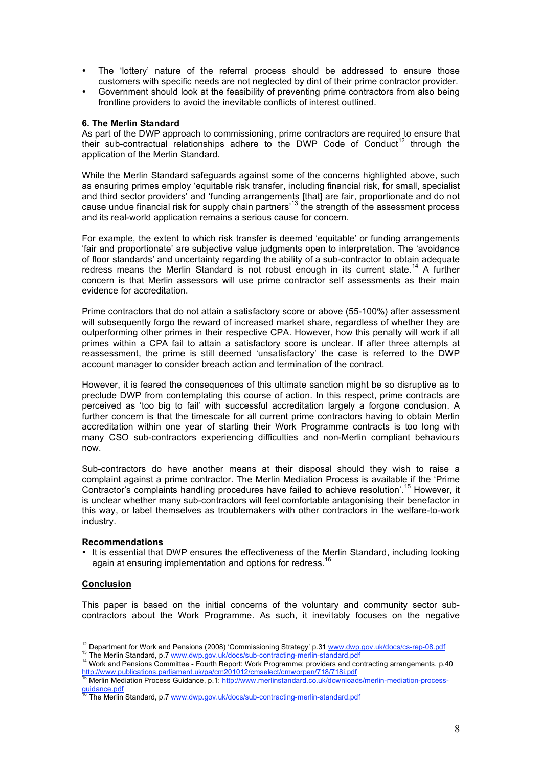- The 'lottery' nature of the referral process should be addressed to ensure those customers with specific needs are not neglected by dint of their prime contractor provider.
- Government should look at the feasibility of preventing prime contractors from also being frontline providers to avoid the inevitable conflicts of interest outlined.

**6. The Merlin Standard**

As part of the DWP approach to commissioning, prime contractors are required to ensure that their sub-contractual relationships adhere to the DWP Code of Conduct[12] through the application of the Merlin Standard.

While the Merlin Standard safeguards against some of the concerns highlighted above, such as ensuring primes employ 'equitable risk transfer, including financial risk, for small, specialist and third sector providers' and 'funding arrangements [that] are fair, proportionate and do not cause undue financial risk for supply chain partners'[13] the strength of the assessment process and its real-world application remains a serious cause for concern.

For example, the extent to which risk transfer is deemed 'equitable' or funding arrangements 'fair and proportionate' are subjective value judgments open to interpretation. The 'avoidance of floor standards' and uncertainty regarding the ability of a sub-contractor to obtain adequate redress means the Merlin Standard is not robust enough in its current state.[14] A further concern is that Merlin assessors will use prime contractor self assessments as their main evidence for accreditation.

Prime contractors that do not attain a satisfactory score or above (55-100%) after assessment will subsequently forgo the reward of increased market share, regardless of whether they are outperforming other primes in their respective CPA. However, how this penalty will work if all primes within a CPA fail to attain a satisfactory score is unclear. If after three attempts at reassessment, the prime is still deemed 'unsatisfactory' the case is referred to the DWP account manager to consider breach action and termination of the contract.

However, it is feared the consequences of this ultimate sanction might be so disruptive as to preclude DWP from contemplating this course of action. In this respect, prime contracts are perceived as 'too big to fail' with successful accreditation largely a forgone conclusion. A further concern is that the timescale for all current prime contractors having to obtain Merlin accreditation within one year of starting their Work Programme contracts is too long with many CSO sub-contractors experiencing difficulties and non-Merlin compliant behaviours now.

Sub-contractors do have another means at their disposal should they wish to raise a complaint against a prime contractor. The Merlin Mediation Process is available if the 'Prime Contractor's complaints handling procedures have failed to achieve resolution'.[15] However, it is unclear whether many sub-contractors will feel comfortable antagonising their benefactor in this way, or label themselves as troublemakers with other contractors in the welfare-to-work industry.

**Recommendations**

- It is essential that DWP ensures the effectiveness of the Merlin Standard, including looking again at ensuring implementation and options for redress.[16]

**Conclusion**

This paper is based on the initial concerns of the voluntary and community sector sub-contractors about the Work Programme. As such, it inevitably focuses on the negative

---

[12] Department for Work and Pensions (2008) 'Commissioning Strategy' p.31 www.dwp.gov.uk/docs/cs-rep-08.pdf
[13] The Merlin Standard, p.7 www.dwp.gov.uk/docs/sub-contracting-merlin-standard.pdf
[14] Work and Pensions Committee - Fourth Report: Work Programme: providers and contracting arrangements, p.40 http://www.publications.parliament.uk/pa/cm201012/cmselect/cmworpen/718/718i.pdf
[15] Merlin Mediation Process Guidance, p.1: http://www.merlinstandard.co.uk/downloads/merlin-mediation-process-guidance.pdf
[16] The Merlin Standard, p.7 www.dwp.gov.uk/docs/sub-contracting-merlin-standard.pdf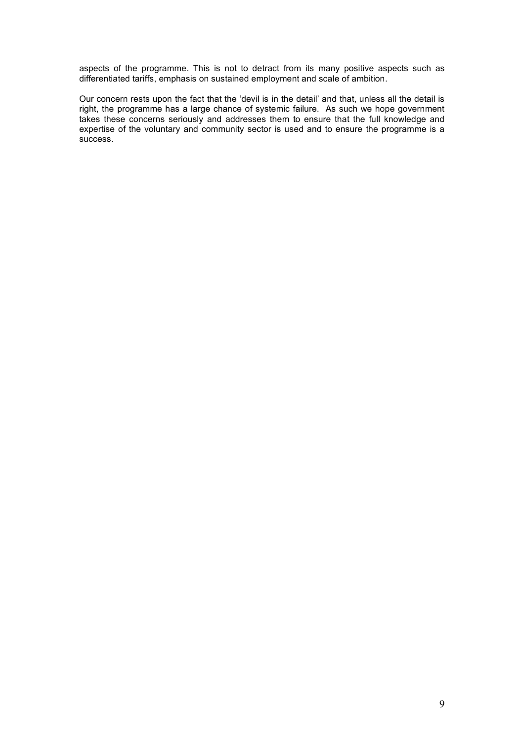aspects of the programme. This is not to detract from its many positive aspects such as differentiated tariffs, emphasis on sustained employment and scale of ambition.

Our concern rests upon the fact that the 'devil is in the detail' and that, unless all the detail is right, the programme has a large chance of systemic failure. As such we hope government takes these concerns seriously and addresses them to ensure that the full knowledge and expertise of the voluntary and community sector is used and to ensure the programme is a success.